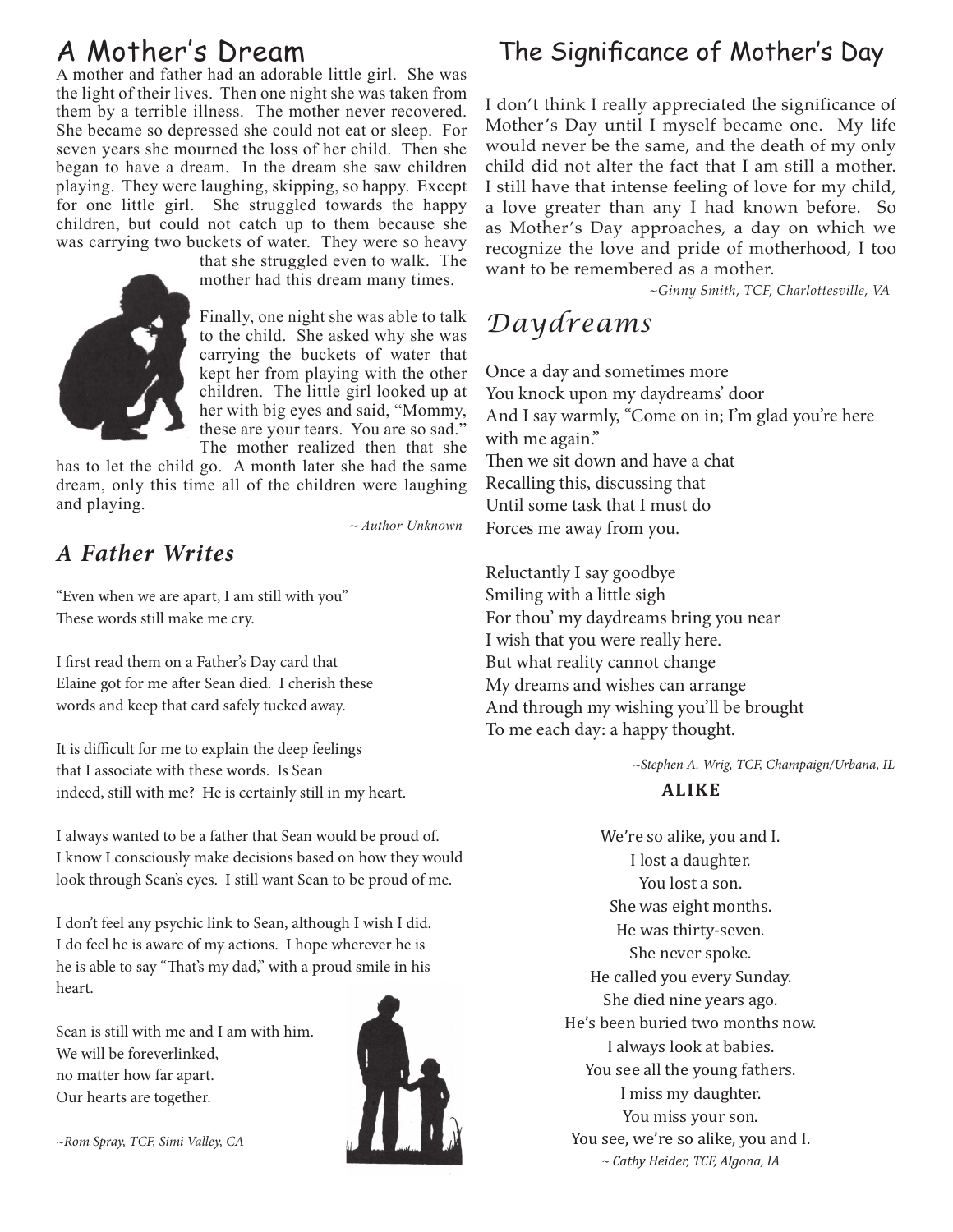# A Mother's Dream

A mother and father had an adorable little girl. She was the light of their lives. Then one night she was taken from them by a terrible illness. The mother never recovered. She became so depressed she could not eat or sleep. For seven years she mourned the loss of her child. Then she began to have a dream. In the dream she saw children playing. They were laughing, skipping, so happy. Except for one little girl. She struggled towards the happy children, but could not catch up to them because she was carrying two buckets of water. They were so heavy that she struggled even to walk. The mother had this dream many times.

Finally, one night she was able to talk to the child. She asked why she was carrying the buckets of water that kept her from playing with the other children. The little girl looked up at her with big eyes and said, "Mommy, these are your tears. You are so sad." The mother realized then that she has to let the child go. A month later she had the same dream, only this time all of the children were laughing and playing.

*~ Author Unknown*

## *A Father Writes*

"Even when we are apart, I am still with you"
These words still make me cry.

I first read them on a Father's Day card that
Elaine got for me after Sean died. I cherish these
words and keep that card safely tucked away.

It is difficult for me to explain the deep feelings
that I associate with these words. Is Sean
indeed, still with me? He is certainly still in my heart.

I always wanted to be a father that Sean would be proud of.
I know I consciously make decisions based on how they would
look through Sean's eyes. I still want Sean to be proud of me.

I don't feel any psychic link to Sean, although I wish I did.
I do feel he is aware of my actions. I hope wherever he is
he is able to say "That's my dad," with a proud smile in his
heart.

Sean is still with me and I am with him.
We will be foreverlinked,
no matter how far apart.
Our hearts are together.

*~Rom Spray, TCF, Simi Valley, CA*

# The Significance of Mother's Day

I don't think I really appreciated the significance of Mother's Day until I myself became one. My life would never be the same, and the death of my only child did not alter the fact that I am still a mother. I still have that intense feeling of love for my child, a love greater than any I had known before. So as Mother's Day approaches, a day on which we recognize the love and pride of motherhood, I too want to be remembered as a mother.

*~Ginny Smith, TCF, Charlottesville, VA*

# *Daydreams*

Once a day and sometimes more
You knock upon my daydreams' door
And I say warmly, "Come on in; I'm glad you're here with me again."
Then we sit down and have a chat
Recalling this, discussing that
Until some task that I must do
Forces me away from you.

Reluctantly I say goodbye
Smiling with a little sigh
For thou' my daydreams bring you near
I wish that you were really here.
But what reality cannot change
My dreams and wishes can arrange
And through my wishing you'll be brought
To me each day: a happy thought.

*~Stephen A. Wrig, TCF, Champaign/Urbana, IL*

### ALIKE

We're so alike, you and I.
I lost a daughter.
You lost a son.
She was eight months.
He was thirty-seven.
She never spoke.
He called you every Sunday.
She died nine years ago.
He's been buried two months now.
I always look at babies.
You see all the young fathers.
I miss my daughter.
You miss your son.
You see, we're so alike, you and I.

*~ Cathy Heider, TCF, Algona, IA*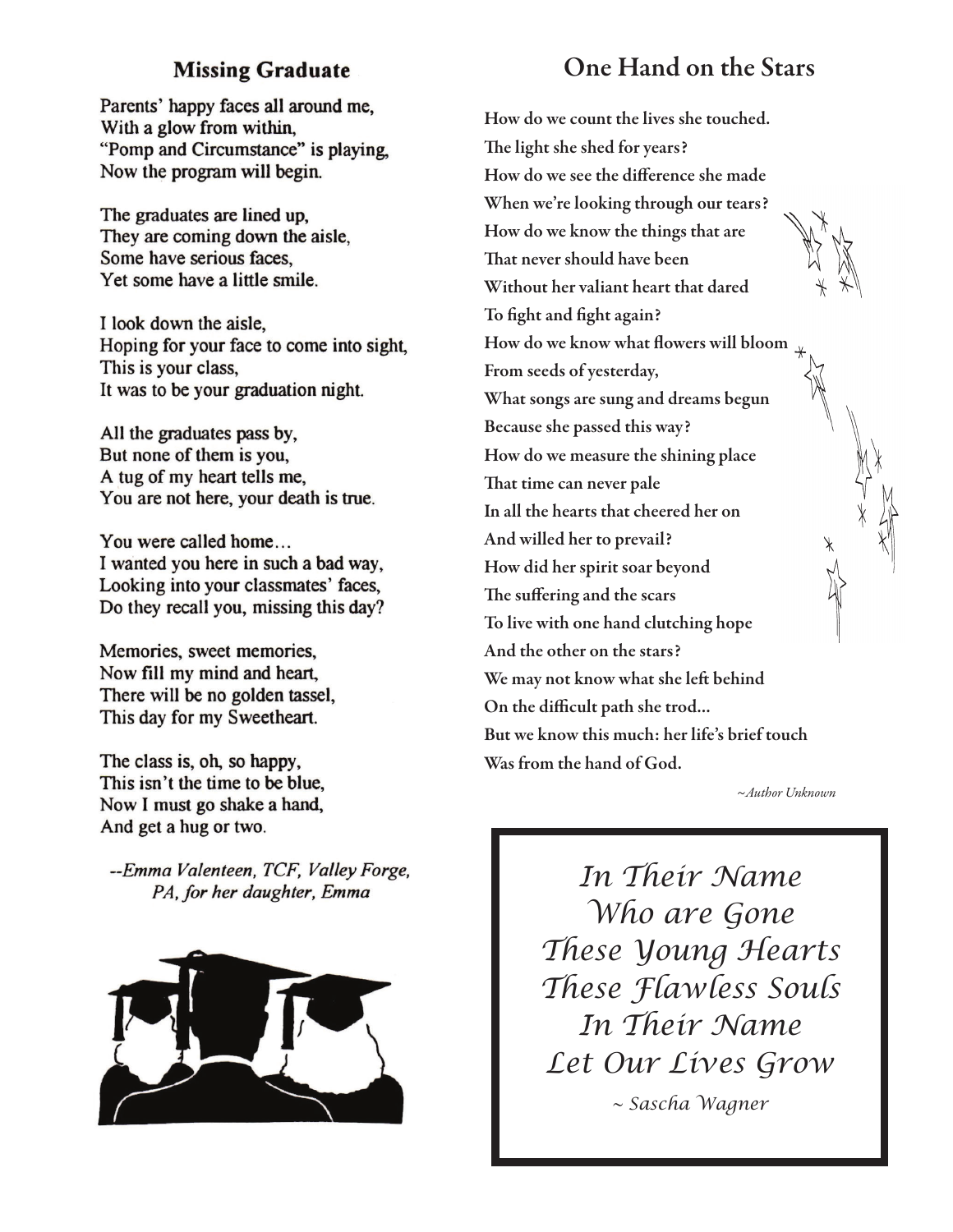## Missing Graduate

Parents' happy faces all around me,
With a glow from within,
"Pomp and Circumstance" is playing,
Now the program will begin.

The graduates are lined up,
They are coming down the aisle,
Some have serious faces,
Yet some have a little smile.

I look down the aisle,
Hoping for your face to come into sight,
This is your class,
It was to be your graduation night.

All the graduates pass by,
But none of them is you,
A tug of my heart tells me,
You are not here, your death is true.

You were called home…
I wanted you here in such a bad way,
Looking into your classmates' faces,
Do they recall you, missing this day?

Memories, sweet memories,
Now fill my mind and heart,
There will be no golden tassel,
This day for my Sweetheart.

The class is, oh, so happy,
This isn't the time to be blue,
Now I must go shake a hand,
And get a hug or two.

*--Emma Valenteen, TCF, Valley Forge, PA, for her daughter, Emma*

## One Hand on the Stars

How do we count the lives she touched.
The light she shed for years?
How do we see the difference she made
When we're looking through our tears?
How do we know the things that are
That never should have been
Without her valiant heart that dared
To fight and fight again?
How do we know what flowers will bloom
From seeds of yesterday,
What songs are sung and dreams begun
Because she passed this way?
How do we measure the shining place
That time can never pale
In all the hearts that cheered her on
And willed her to prevail?
How did her spirit soar beyond
The suffering and the scars
To live with one hand clutching hope
And the other on the stars?
We may not know what she left behind
On the difficult path she trod...
But we know this much: her life's brief touch
Was from the hand of God.

*~Author Unknown*

*In Their Name*
*Who are Gone*
*These Young Hearts*
*These Flawless Souls*
*In Their Name*
*Let Our Lives Grow*

*~ Sascha Wagner*